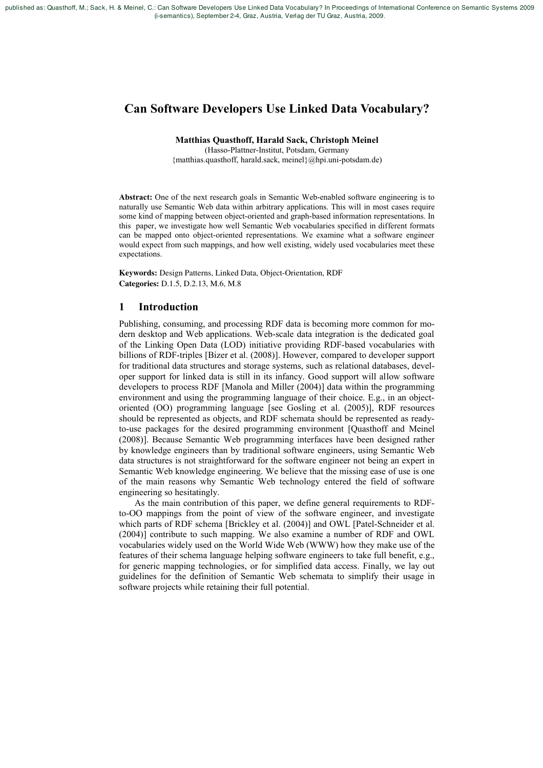published as: Quasthoff, M.; Sack, H. & Meinel, C.: Can Software Developers Use Linked Data Vocabulary? In Proceedings of International Conference on Semantic Systems 2009 (i-semantics), September 2-4, Graz, Austria, Verlag der TU Graz, Austria, 2009.

# Can Software Developers Use Linked Data Vocabulary?

**Matthias Quasthoff, Harald Sack, Christoph Meinel**
(Hasso-Plattner-Institut, Potsdam, Germany
{matthias.quasthoff, harald.sack, meinel}@hpi.uni-potsdam.de)

**Abstract:** One of the next research goals in Semantic Web-enabled software engineering is to naturally use Semantic Web data within arbitrary applications. This will in most cases require some kind of mapping between object-oriented and graph-based information representations. In this paper, we investigate how well Semantic Web vocabularies specified in different formats can be mapped onto object-oriented representations. We examine what a software engineer would expect from such mappings, and how well existing, widely used vocabularies meet these expectations.

**Keywords:** Design Patterns, Linked Data, Object-Orientation, RDF
**Categories:** D.1.5, D.2.13, M.6, M.8

## 1 Introduction

Publishing, consuming, and processing RDF data is becoming more common for modern desktop and Web applications. Web-scale data integration is the dedicated goal of the Linking Open Data (LOD) initiative providing RDF-based vocabularies with billions of RDF-triples [Bizer et al. (2008)]. However, compared to developer support for traditional data structures and storage systems, such as relational databases, developer support for linked data is still in its infancy. Good support will allow software developers to process RDF [Manola and Miller (2004)] data within the programming environment and using the programming language of their choice. E.g., in an object-oriented (OO) programming language [see Gosling et al. (2005)], RDF resources should be represented as objects, and RDF schemata should be represented as ready-to-use packages for the desired programming environment [Quasthoff and Meinel (2008)]. Because Semantic Web programming interfaces have been designed rather by knowledge engineers than by traditional software engineers, using Semantic Web data structures is not straightforward for the software engineer not being an expert in Semantic Web knowledge engineering. We believe that the missing ease of use is one of the main reasons why Semantic Web technology entered the field of software engineering so hesitatingly.

As the main contribution of this paper, we define general requirements to RDF-to-OO mappings from the point of view of the software engineer, and investigate which parts of RDF schema [Brickley et al. (2004)] and OWL [Patel-Schneider et al. (2004)] contribute to such mapping. We also examine a number of RDF and OWL vocabularies widely used on the World Wide Web (WWW) how they make use of the features of their schema language helping software engineers to take full benefit, e.g., for generic mapping technologies, or for simplified data access. Finally, we lay out guidelines for the definition of Semantic Web schemata to simplify their usage in software projects while retaining their full potential.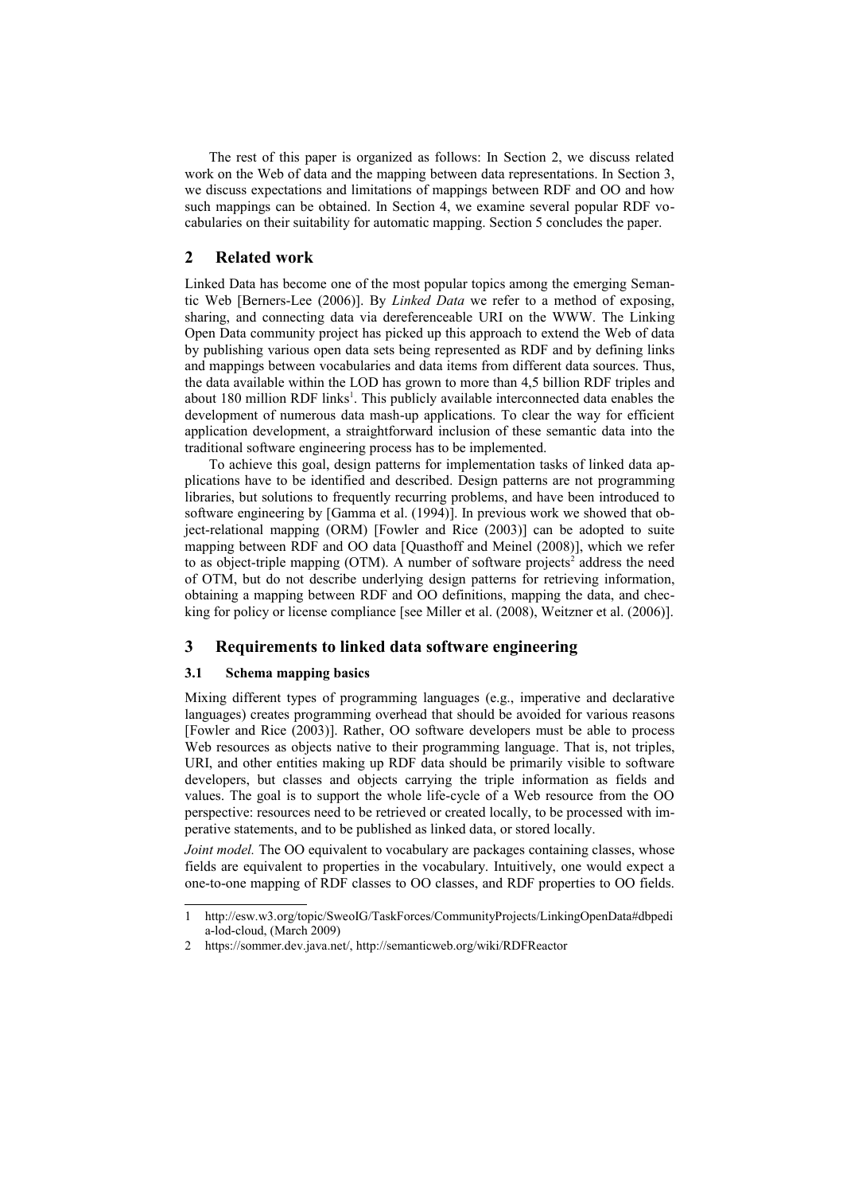The rest of this paper is organized as follows: In Section 2, we discuss related work on the Web of data and the mapping between data representations. In Section 3, we discuss expectations and limitations of mappings between RDF and OO and how such mappings can be obtained. In Section 4, we examine several popular RDF vocabularies on their suitability for automatic mapping. Section 5 concludes the paper.

## 2 Related work

Linked Data has become one of the most popular topics among the emerging Semantic Web [Berners-Lee (2006)]. By *Linked Data* we refer to a method of exposing, sharing, and connecting data via dereferenceable URI on the WWW. The Linking Open Data community project has picked up this approach to extend the Web of data by publishing various open data sets being represented as RDF and by defining links and mappings between vocabularies and data items from different data sources. Thus, the data available within the LOD has grown to more than 4,5 billion RDF triples and about 180 million RDF links[1]. This publicly available interconnected data enables the development of numerous data mash-up applications. To clear the way for efficient application development, a straightforward inclusion of these semantic data into the traditional software engineering process has to be implemented.

To achieve this goal, design patterns for implementation tasks of linked data applications have to be identified and described. Design patterns are not programming libraries, but solutions to frequently recurring problems, and have been introduced to software engineering by [Gamma et al. (1994)]. In previous work we showed that object-relational mapping (ORM) [Fowler and Rice (2003)] can be adopted to suite mapping between RDF and OO data [Quasthoff and Meinel (2008)], which we refer to as object-triple mapping (OTM). A number of software projects[2] address the need of OTM, but do not describe underlying design patterns for retrieving information, obtaining a mapping between RDF and OO definitions, mapping the data, and checking for policy or license compliance [see Miller et al. (2008), Weitzner et al. (2006)].

## 3 Requirements to linked data software engineering

### 3.1 Schema mapping basics

Mixing different types of programming languages (e.g., imperative and declarative languages) creates programming overhead that should be avoided for various reasons [Fowler and Rice (2003)]. Rather, OO software developers must be able to process Web resources as objects native to their programming language. That is, not triples, URI, and other entities making up RDF data should be primarily visible to software developers, but classes and objects carrying the triple information as fields and values. The goal is to support the whole life-cycle of a Web resource from the OO perspective: resources need to be retrieved or created locally, to be processed with imperative statements, and to be published as linked data, or stored locally.

*Joint model.* The OO equivalent to vocabulary are packages containing classes, whose fields are equivalent to properties in the vocabulary. Intuitively, one would expect a one-to-one mapping of RDF classes to OO classes, and RDF properties to OO fields.

1 http://esw.w3.org/topic/SweoIG/TaskForces/CommunityProjects/LinkingOpenData#dbpedia-lod-cloud, (March 2009)

2 https://sommer.dev.java.net/, http://semanticweb.org/wiki/RDFReactor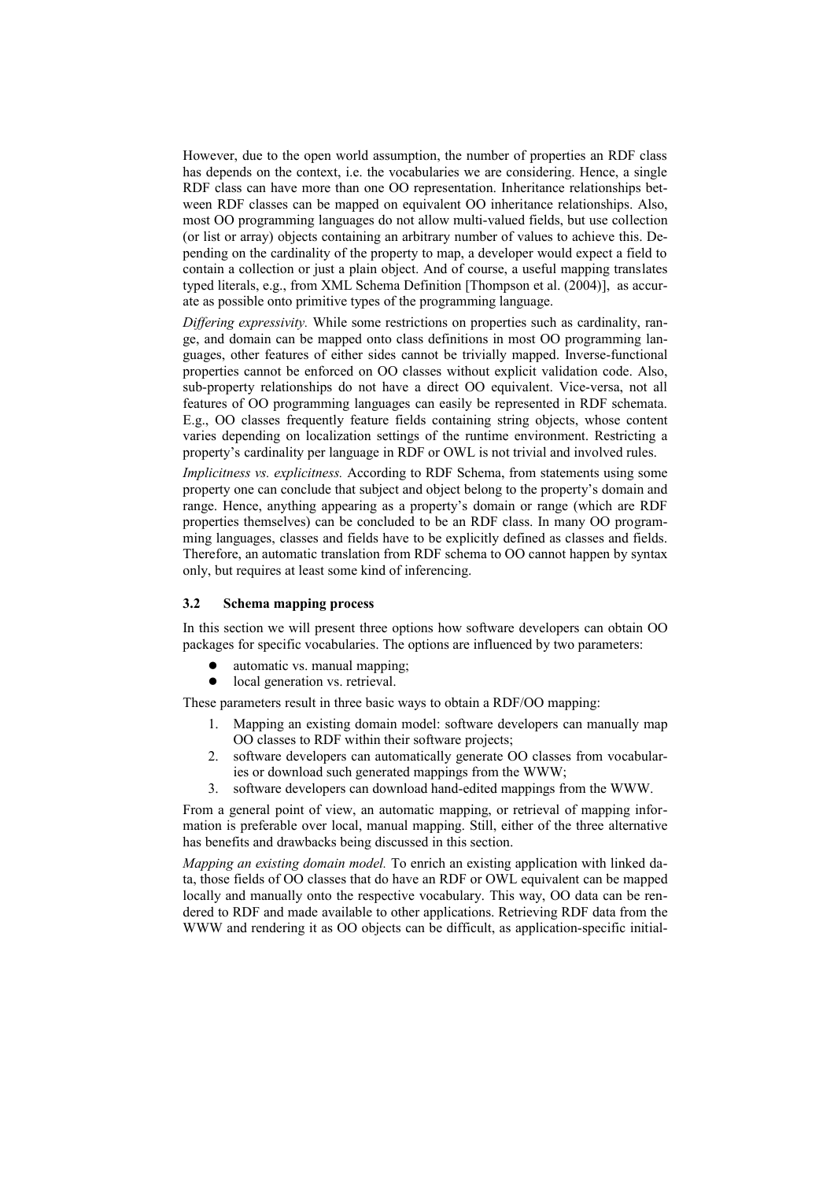However, due to the open world assumption, the number of properties an RDF class has depends on the context, i.e. the vocabularies we are considering. Hence, a single RDF class can have more than one OO representation. Inheritance relationships between RDF classes can be mapped on equivalent OO inheritance relationships. Also, most OO programming languages do not allow multi-valued fields, but use collection (or list or array) objects containing an arbitrary number of values to achieve this. Depending on the cardinality of the property to map, a developer would expect a field to contain a collection or just a plain object. And of course, a useful mapping translates typed literals, e.g., from XML Schema Definition [Thompson et al. (2004)], as accurate as possible onto primitive types of the programming language.

*Differing expressivity.* While some restrictions on properties such as cardinality, range, and domain can be mapped onto class definitions in most OO programming languages, other features of either sides cannot be trivially mapped. Inverse-functional properties cannot be enforced on OO classes without explicit validation code. Also, sub-property relationships do not have a direct OO equivalent. Vice-versa, not all features of OO programming languages can easily be represented in RDF schemata. E.g., OO classes frequently feature fields containing string objects, whose content varies depending on localization settings of the runtime environment. Restricting a property's cardinality per language in RDF or OWL is not trivial and involved rules.

*Implicitness vs. explicitness.* According to RDF Schema, from statements using some property one can conclude that subject and object belong to the property's domain and range. Hence, anything appearing as a property's domain or range (which are RDF properties themselves) can be concluded to be an RDF class. In many OO programming languages, classes and fields have to be explicitly defined as classes and fields. Therefore, an automatic translation from RDF schema to OO cannot happen by syntax only, but requires at least some kind of inferencing.

### 3.2 Schema mapping process

In this section we will present three options how software developers can obtain OO packages for specific vocabularies. The options are influenced by two parameters:

- automatic vs. manual mapping;
- local generation vs. retrieval.

These parameters result in three basic ways to obtain a RDF/OO mapping:

1. Mapping an existing domain model: software developers can manually map OO classes to RDF within their software projects;
2. software developers can automatically generate OO classes from vocabularies or download such generated mappings from the WWW;
3. software developers can download hand-edited mappings from the WWW.

From a general point of view, an automatic mapping, or retrieval of mapping information is preferable over local, manual mapping. Still, either of the three alternative has benefits and drawbacks being discussed in this section.

*Mapping an existing domain model.* To enrich an existing application with linked data, those fields of OO classes that do have an RDF or OWL equivalent can be mapped locally and manually onto the respective vocabulary. This way, OO data can be rendered to RDF and made available to other applications. Retrieving RDF data from the WWW and rendering it as OO objects can be difficult, as application-specific initial-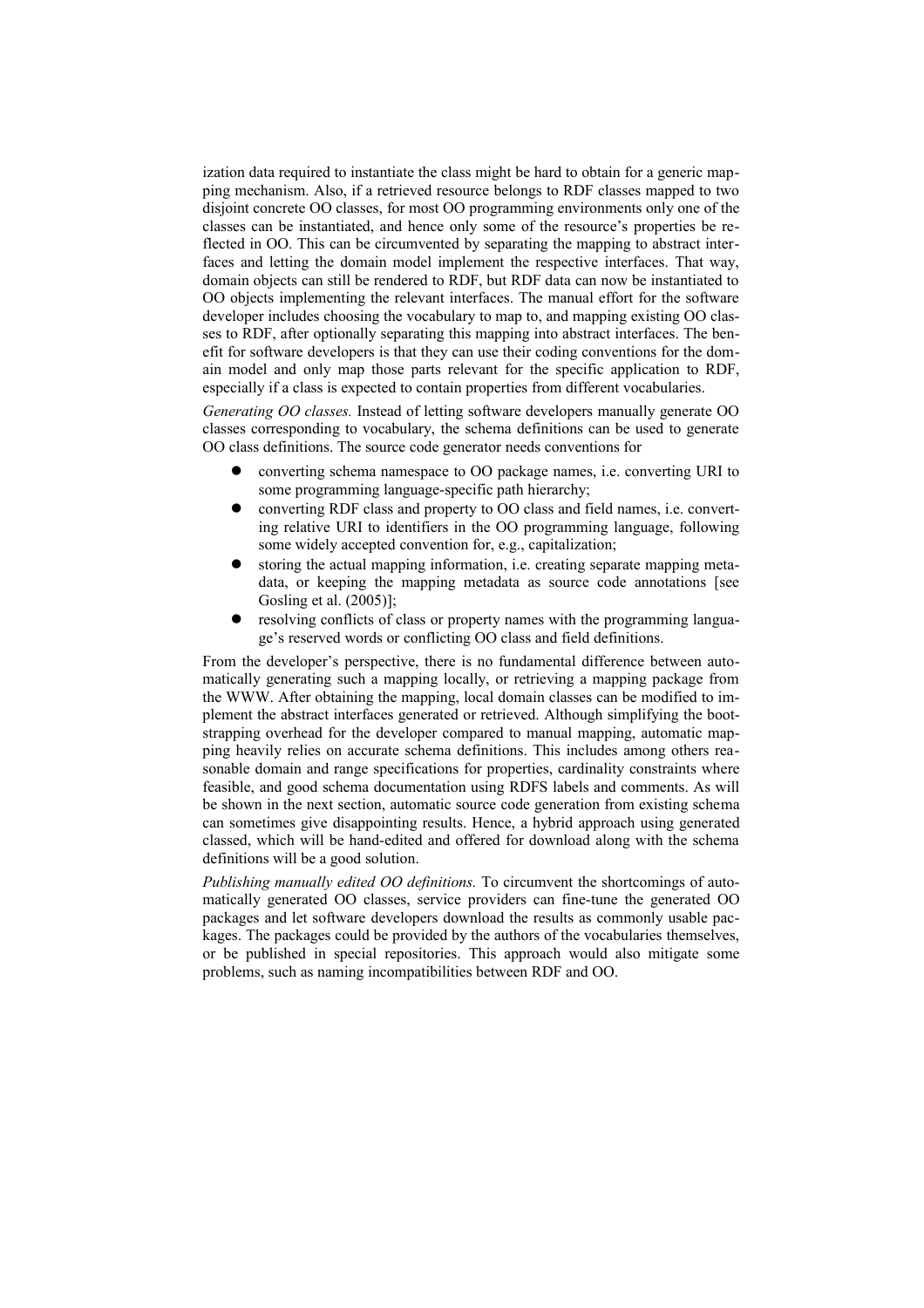ization data required to instantiate the class might be hard to obtain for a generic mapping mechanism. Also, if a retrieved resource belongs to RDF classes mapped to two disjoint concrete OO classes, for most OO programming environments only one of the classes can be instantiated, and hence only some of the resource's properties be reflected in OO. This can be circumvented by separating the mapping to abstract interfaces and letting the domain model implement the respective interfaces. That way, domain objects can still be rendered to RDF, but RDF data can now be instantiated to OO objects implementing the relevant interfaces. The manual effort for the software developer includes choosing the vocabulary to map to, and mapping existing OO classes to RDF, after optionally separating this mapping into abstract interfaces. The benefit for software developers is that they can use their coding conventions for the domain model and only map those parts relevant for the specific application to RDF, especially if a class is expected to contain properties from different vocabularies.

*Generating OO classes.* Instead of letting software developers manually generate OO classes corresponding to vocabulary, the schema definitions can be used to generate OO class definitions. The source code generator needs conventions for

- converting schema namespace to OO package names, i.e. converting URI to some programming language-specific path hierarchy;
- converting RDF class and property to OO class and field names, i.e. converting relative URI to identifiers in the OO programming language, following some widely accepted convention for, e.g., capitalization;
- storing the actual mapping information, i.e. creating separate mapping metadata, or keeping the mapping metadata as source code annotations [see Gosling et al. (2005)];
- resolving conflicts of class or property names with the programming language's reserved words or conflicting OO class and field definitions.

From the developer's perspective, there is no fundamental difference between automatically generating such a mapping locally, or retrieving a mapping package from the WWW. After obtaining the mapping, local domain classes can be modified to implement the abstract interfaces generated or retrieved. Although simplifying the bootstrapping overhead for the developer compared to manual mapping, automatic mapping heavily relies on accurate schema definitions. This includes among others reasonable domain and range specifications for properties, cardinality constraints where feasible, and good schema documentation using RDFS labels and comments. As will be shown in the next section, automatic source code generation from existing schema can sometimes give disappointing results. Hence, a hybrid approach using generated classed, which will be hand-edited and offered for download along with the schema definitions will be a good solution.

*Publishing manually edited OO definitions.* To circumvent the shortcomings of automatically generated OO classes, service providers can fine-tune the generated OO packages and let software developers download the results as commonly usable packages. The packages could be provided by the authors of the vocabularies themselves, or be published in special repositories. This approach would also mitigate some problems, such as naming incompatibilities between RDF and OO.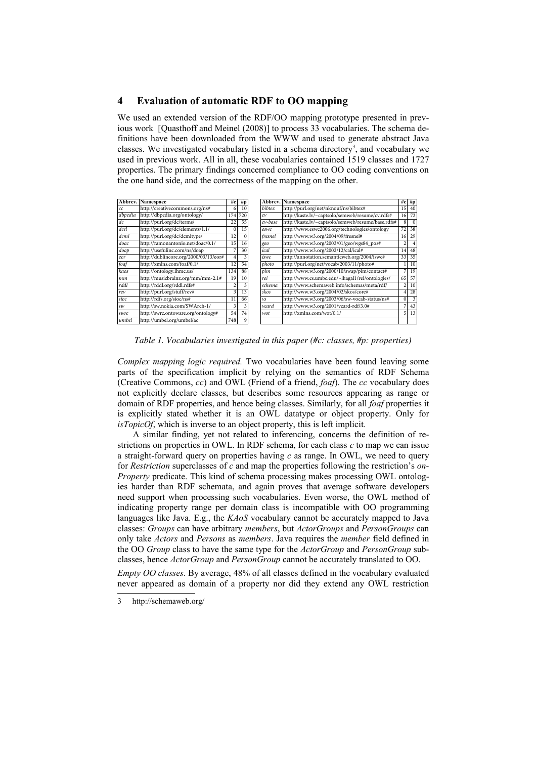## 4 Evaluation of automatic RDF to OO mapping

We used an extended version of the RDF/OO mapping prototype presented in previous work [Quasthoff and Meinel (2008)] to process 33 vocabularies. The schema definitions have been downloaded from the WWW and used to generate abstract Java classes. We investigated vocabulary listed in a schema directory[3], and vocabulary we used in previous work. All in all, these vocabularies contained 1519 classes and 1727 properties. The primary findings concerned compliance to OO coding conventions on the one hand side, and the correctness of the mapping on the other.

| Abbrev. | Namespace | #c | #p |
|---|---|---|---|
| *cc* | http://creativecommons.org/ns# | 6 | 10 |
| *dbpedia* | http://dbpedia.org/ontology/ | 174 | 720 |
| *dc* | http://purl.org/dc/terms/ | 22 | 55 |
| *dcel* | http://purl.org/dc/elements/1.1/ | 0 | 15 |
| *dcmi* | http://purl.org/dc/dcmitype/ | 12 | 0 |
| *doac* | http://ramonantonio.net/doac/0.1/ | 15 | 16 |
| *doap* | http://usefulinc.com/ns/doap | 7 | 30 |
| *eor* | http://dublincore.org/2000/03/13/eor# | 4 | 3 |
| *foaf* | http://xmlns.com/foaf/0.1/ | 12 | 54 |
| *kaos* | http://ontology.ihmc.us/ | 134 | 88 |
| *mm* | http://musicbrainz.org/mm/mm-2.1# | 19 | 10 |
| *rddl* | http://rddl.org/rddl.rdfs# | 2 | 3 |
| *rev* | http://purl.org/stuff/rev# | 3 | 13 |
| *sioc* | http://rdfs.org/sioc/ns# | 11 | 66 |
| *sw* | http://sw.nokia.com/SWArch-1/ | 3 | 3 |
| *swrc* | http://swrc.ontoware.org/ontology# | 54 | 74 |
| *umbel* | http://umbel.org/umbel/ac | 748 | 9 |

| Abbrev. | Namespace | #c | #p |
|---|---|---|---|
| *bibtex* | http://purl.org/net/nknouf/ns/bibtex# | 15 | 40 |
| *cv* | http://kaste.lv/~captsolo/semweb/resume/cv.rdfs# | 16 | 72 |
| *cv-base* | http://kaste.lv/~captsolo/semweb/resume/base.rdfs# | 8 | 0 |
| *eswc* | http://www.eswc2006.org/technologies/ontology | 72 | 38 |
| *fresnel* | http://www.w3.org/2004/09/fresnel# | 16 | 29 |
| *geo* | http://www.w3.org/2003/01/geo/wgs84_pos# | 2 | 4 |
| *ical* | http://www.w3.org/2002/12/cal/ical# | 14 | 48 |
| *iswc* | http://annotation.semanticweb.org/2004/iswc# | 33 | 35 |
| *photo* | http://purl.org/net/vocab/2003/11/photo# | 1 | 10 |
| *pim* | http://www.w3.org/2000/10/swap/pim/contact# | 7 | 19 |
| *rei* | http://www.cs.umbc.edu/~lkagal1/rei/ontologies/ | 65 | 57 |
| *schema* | http://www.schemaweb.info/schemas/meta/rdf/ | 2 | 10 |
| *skos* | http://www.w3.org/2004/02/skos/core# | 4 | 28 |
| *vs* | http://www.w3.org/2003/06/sw-vocab-status/ns# | 0 | 3 |
| *vcard* | http://www.w3.org/2001/vcard-rdf/3.0# | 7 | 43 |
| *wot* | http://xmlns.com/wot/0.1/ | 5 | 13 |

*Table 1. Vocabularies investigated in this paper (#c: classes, #p: properties)*

*Complex mapping logic required.* Two vocabularies have been found leaving some parts of the specification implicit by relying on the semantics of RDF Schema (Creative Commons, *cc*) and OWL (Friend of a friend, *foaf*). The *cc* vocabulary does not explicitly declare classes, but describes some resources appearing as range or domain of RDF properties, and hence being classes. Similarly, for all *foaf* properties it is explicitly stated whether it is an OWL datatype or object property. Only for *isTopicOf*, which is inverse to an object property, this is left implicit.

A similar finding, yet not related to inferencing, concerns the definition of restrictions on properties in OWL. In RDF schema, for each class *c* to map we can issue a straight-forward query on properties having *c* as range. In OWL, we need to query for *Restriction* superclasses of *c* and map the properties following the restriction's *onProperty* predicate. This kind of schema processing makes processing OWL ontologies harder than RDF schemata, and again proves that average software developers need support when processing such vocabularies. Even worse, the OWL method of indicating property range per domain class is incompatible with OO programming languages like Java. E.g., the *KAoS* vocabulary cannot be accurately mapped to Java classes: *Groups* can have arbitrary *members*, but *ActorGroups* and *PersonGroups* can only take *Actors* and *Persons* as *members*. Java requires the *member* field defined in the OO *Group* class to have the same type for the *ActorGroup* and *PersonGroup* subclasses, hence *ActorGroup* and *PersonGroup* cannot be accurately translated to OO.

*Empty OO classes*. By average, 48% of all classes defined in the vocabulary evaluated never appeared as domain of a property nor did they extend any OWL restriction

3 http://schemaweb.org/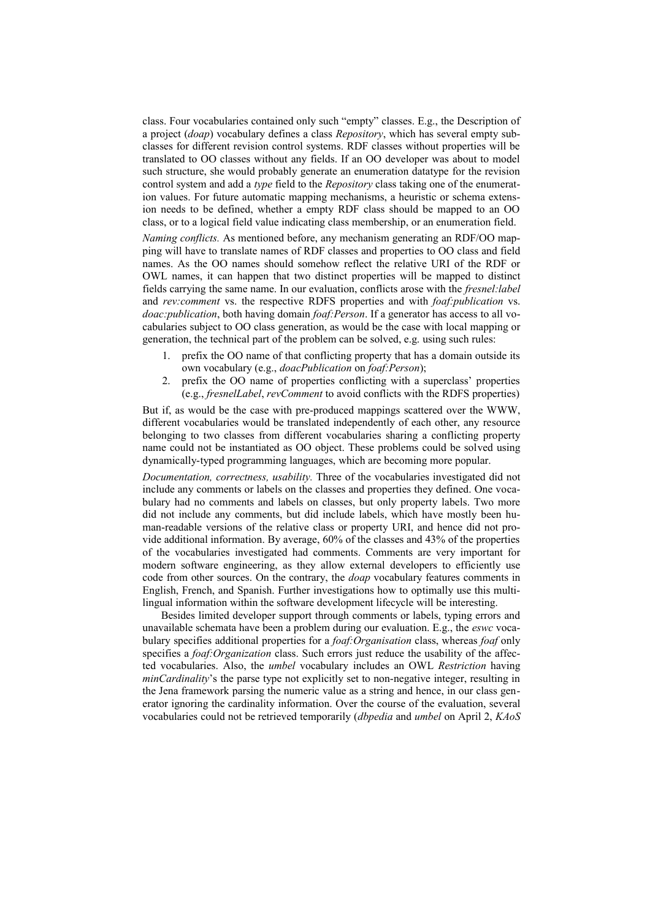class. Four vocabularies contained only such "empty" classes. E.g., the Description of a project (*doap*) vocabulary defines a class *Repository*, which has several empty subclasses for different revision control systems. RDF classes without properties will be translated to OO classes without any fields. If an OO developer was about to model such structure, she would probably generate an enumeration datatype for the revision control system and add a *type* field to the *Repository* class taking one of the enumeration values. For future automatic mapping mechanisms, a heuristic or schema extension needs to be defined, whether a empty RDF class should be mapped to an OO class, or to a logical field value indicating class membership, or an enumeration field.

*Naming conflicts.* As mentioned before, any mechanism generating an RDF/OO mapping will have to translate names of RDF classes and properties to OO class and field names. As the OO names should somehow reflect the relative URI of the RDF or OWL names, it can happen that two distinct properties will be mapped to distinct fields carrying the same name. In our evaluation, conflicts arose with the *fresnel:label* and *rev:comment* vs. the respective RDFS properties and with *foaf:publication* vs. *doac:publication*, both having domain *foaf:Person*. If a generator has access to all vocabularies subject to OO class generation, as would be the case with local mapping or generation, the technical part of the problem can be solved, e.g. using such rules:

1. prefix the OO name of that conflicting property that has a domain outside its own vocabulary (e.g., *doacPublication* on *foaf:Person*);
2. prefix the OO name of properties conflicting with a superclass' properties (e.g., *fresnelLabel*, *revComment* to avoid conflicts with the RDFS properties)

But if, as would be the case with pre-produced mappings scattered over the WWW, different vocabularies would be translated independently of each other, any resource belonging to two classes from different vocabularies sharing a conflicting property name could not be instantiated as OO object. These problems could be solved using dynamically-typed programming languages, which are becoming more popular.

*Documentation, correctness, usability.* Three of the vocabularies investigated did not include any comments or labels on the classes and properties they defined. One vocabulary had no comments and labels on classes, but only property labels. Two more did not include any comments, but did include labels, which have mostly been human-readable versions of the relative class or property URI, and hence did not provide additional information. By average, 60% of the classes and 43% of the properties of the vocabularies investigated had comments. Comments are very important for modern software engineering, as they allow external developers to efficiently use code from other sources. On the contrary, the *doap* vocabulary features comments in English, French, and Spanish. Further investigations how to optimally use this multilingual information within the software development lifecycle will be interesting.

Besides limited developer support through comments or labels, typing errors and unavailable schemata have been a problem during our evaluation. E.g., the *eswc* vocabulary specifies additional properties for a *foaf:Organisation* class, whereas *foaf* only specifies a *foaf:Organization* class. Such errors just reduce the usability of the affected vocabularies. Also, the *umbel* vocabulary includes an OWL *Restriction* having *minCardinality*'s the parse type not explicitly set to non-negative integer, resulting in the Jena framework parsing the numeric value as a string and hence, in our class generator ignoring the cardinality information. Over the course of the evaluation, several vocabularies could not be retrieved temporarily (*dbpedia* and *umbel* on April 2, *KAoS*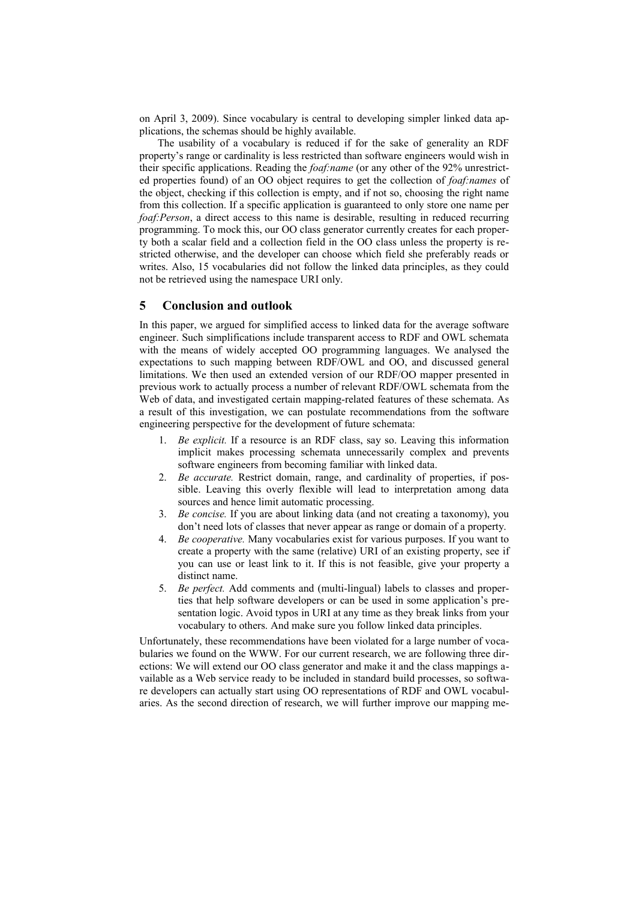on April 3, 2009). Since vocabulary is central to developing simpler linked data applications, the schemas should be highly available.

The usability of a vocabulary is reduced if for the sake of generality an RDF property's range or cardinality is less restricted than software engineers would wish in their specific applications. Reading the *foaf:name* (or any other of the 92% unrestricted properties found) of an OO object requires to get the collection of *foaf:names* of the object, checking if this collection is empty, and if not so, choosing the right name from this collection. If a specific application is guaranteed to only store one name per *foaf:Person*, a direct access to this name is desirable, resulting in reduced recurring programming. To mock this, our OO class generator currently creates for each property both a scalar field and a collection field in the OO class unless the property is restricted otherwise, and the developer can choose which field she preferably reads or writes. Also, 15 vocabularies did not follow the linked data principles, as they could not be retrieved using the namespace URI only.

## 5 Conclusion and outlook

In this paper, we argued for simplified access to linked data for the average software engineer. Such simplifications include transparent access to RDF and OWL schemata with the means of widely accepted OO programming languages. We analysed the expectations to such mapping between RDF/OWL and OO, and discussed general limitations. We then used an extended version of our RDF/OO mapper presented in previous work to actually process a number of relevant RDF/OWL schemata from the Web of data, and investigated certain mapping-related features of these schemata. As a result of this investigation, we can postulate recommendations from the software engineering perspective for the development of future schemata:

1. *Be explicit.* If a resource is an RDF class, say so. Leaving this information implicit makes processing schemata unnecessarily complex and prevents software engineers from becoming familiar with linked data.
2. *Be accurate.* Restrict domain, range, and cardinality of properties, if possible. Leaving this overly flexible will lead to interpretation among data sources and hence limit automatic processing.
3. *Be concise.* If you are about linking data (and not creating a taxonomy), you don't need lots of classes that never appear as range or domain of a property.
4. *Be cooperative.* Many vocabularies exist for various purposes. If you want to create a property with the same (relative) URI of an existing property, see if you can use or least link to it. If this is not feasible, give your property a distinct name.
5. *Be perfect.* Add comments and (multi-lingual) labels to classes and properties that help software developers or can be used in some application's presentation logic. Avoid typos in URI at any time as they break links from your vocabulary to others. And make sure you follow linked data principles.

Unfortunately, these recommendations have been violated for a large number of vocabularies we found on the WWW. For our current research, we are following three directions: We will extend our OO class generator and make it and the class mappings available as a Web service ready to be included in standard build processes, so software developers can actually start using OO representations of RDF and OWL vocabularies. As the second direction of research, we will further improve our mapping me-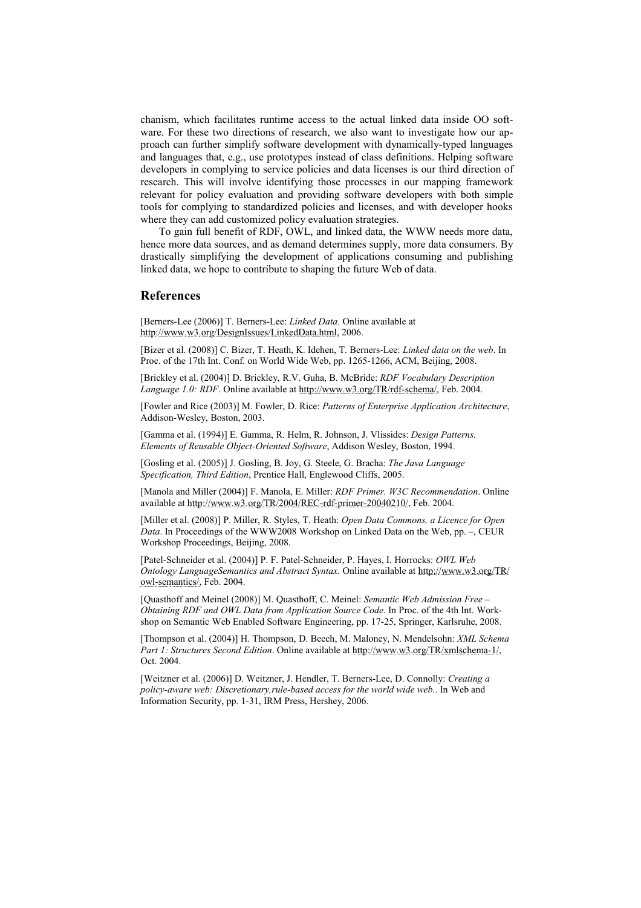chanism, which facilitates runtime access to the actual linked data inside OO software. For these two directions of research, we also want to investigate how our approach can further simplify software development with dynamically-typed languages and languages that, e.g., use prototypes instead of class definitions. Helping software developers in complying to service policies and data licenses is our third direction of research. This will involve identifying those processes in our mapping framework relevant for policy evaluation and providing software developers with both simple tools for complying to standardized policies and licenses, and with developer hooks where they can add customized policy evaluation strategies.

To gain full benefit of RDF, OWL, and linked data, the WWW needs more data, hence more data sources, and as demand determines supply, more data consumers. By drastically simplifying the development of applications consuming and publishing linked data, we hope to contribute to shaping the future Web of data.

## References

[Berners-Lee (2006)] T. Berners-Lee: *Linked Data*. Online available at http://www.w3.org/DesignIssues/LinkedData.html, 2006.

[Bizer et al. (2008)] C. Bizer, T. Heath, K. Idehen, T. Berners-Lee: *Linked data on the web*. In Proc. of the 17th Int. Conf. on World Wide Web, pp. 1265-1266, ACM, Beijing, 2008.

[Brickley et al. (2004)] D. Brickley, R.V. Guha, B. McBride: *RDF Vocabulary Description Language 1.0: RDF*. Online available at http://www.w3.org/TR/rdf-schema/, Feb. 2004.

[Fowler and Rice (2003)] M. Fowler, D. Rice: *Patterns of Enterprise Application Architecture*, Addison-Wesley, Boston, 2003.

[Gamma et al. (1994)] E. Gamma, R. Helm, R. Johnson, J. Vlissides: *Design Patterns. Elements of Reusable Object-Oriented Software*, Addison Wesley, Boston, 1994.

[Gosling et al. (2005)] J. Gosling, B. Joy, G. Steele, G. Bracha: *The Java Language Specification, Third Edition*, Prentice Hall, Englewood Cliffs, 2005.

[Manola and Miller (2004)] F. Manola, E. Miller: *RDF Primer. W3C Recommendation*. Online available at http://www.w3.org/TR/2004/REC-rdf-primer-20040210/, Feb. 2004.

[Miller et al. (2008)] P. Miller, R. Styles, T. Heath: *Open Data Commons, a Licence for Open Data*. In Proceedings of the WWW2008 Workshop on Linked Data on the Web, pp. –, CEUR Workshop Proceedings, Beijing, 2008.

[Patel-Schneider et al. (2004)] P. F. Patel-Schneider, P. Hayes, I. Horrocks: *OWL Web Ontology LanguageSemantics and Abstract Syntax*. Online available at http://www.w3.org/TR/owl-semantics/, Feb. 2004.

[Quasthoff and Meinel (2008)] M. Quasthoff, C. Meinel: *Semantic Web Admission Free – Obtaining RDF and OWL Data from Application Source Code*. In Proc. of the 4th Int. Workshop on Semantic Web Enabled Software Engineering, pp. 17-25, Springer, Karlsruhe, 2008.

[Thompson et al. (2004)] H. Thompson, D. Beech, M. Maloney, N. Mendelsohn: *XML Schema Part 1: Structures Second Edition*. Online available at http://www.w3.org/TR/xmlschema-1/, Oct. 2004.

[Weitzner et al. (2006)] D. Weitzner, J. Hendler, T. Berners-Lee, D. Connolly: *Creating a policy-aware web: Discretionary,rule-based access for the world wide web.*. In Web and Information Security, pp. 1-31, IRM Press, Hershey, 2006.